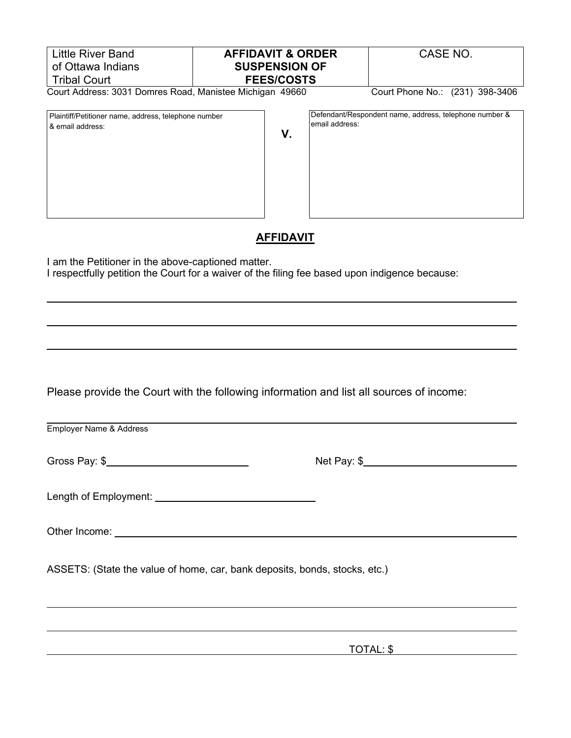| Little River Band of Ottawa Indians Tribal Court | **AFFIDAVIT & ORDER SUSPENSION OF FEES/COSTS** | CASE NO. |
|---|---|---|

Court Address: 3031 Domres Road, Manistee Michigan 49660 Court Phone No.: (231) 398-3406

| Plaintiff/Petitioner name, address, telephone number & email address: | **V.** | Defendant/Respondent name, address, telephone number & email address: |
|---|---|---|
| | | |

## AFFIDAVIT

I am the Petitioner in the above-captioned matter.
I respectfully petition the Court for a waiver of the filing fee based upon indigence because:

_______________________________________________

_______________________________________________

_______________________________________________

Please provide the Court with the following information and list all sources of income:

_______________________________________________
Employer Name & Address

Gross Pay: $______________ Net Pay: $______________

Length of Employment: ______________

Other Income: ______________

ASSETS: (State the value of home, car, bank deposits, bonds, stocks, etc.)

_______________________________________________

_______________________________________________

TOTAL: $______________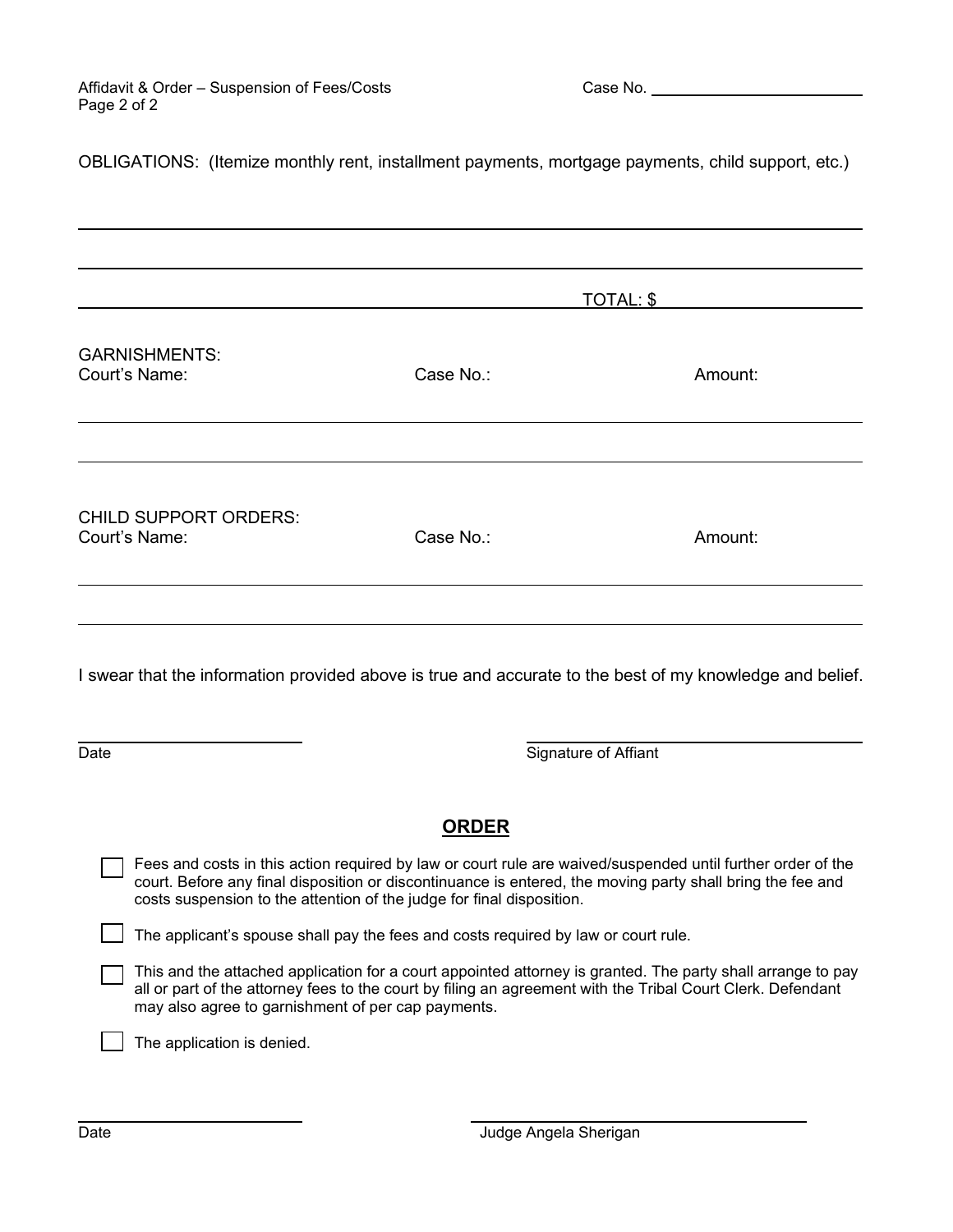Case No. ______________________

OBLIGATIONS: (Itemize monthly rent, installment payments, mortgage payments, child support, etc.)

_______________________________________________

_______________________________________________

_______________________________________________ TOTAL: $ ______________

GARNISHMENTS:

| Court's Name: | Case No.: | Amount: |
|---|---|---|
| | | |
| | | |

CHILD SUPPORT ORDERS:

| Court's Name: | Case No.: | Amount: |
|---|---|---|
| | | |
| | | |

I swear that the information provided above is true and accurate to the best of my knowledge and belief.

______________________ Date

______________________ Signature of Affiant

## ORDER

☐ Fees and costs in this action required by law or court rule are waived/suspended until further order of the court. Before any final disposition or discontinuance is entered, the moving party shall bring the fee and costs suspension to the attention of the judge for final disposition.

☐ The applicant's spouse shall pay the fees and costs required by law or court rule.

☐ This and the attached application for a court appointed attorney is granted. The party shall arrange to pay all or part of the attorney fees to the court by filing an agreement with the Tribal Court Clerk. Defendant may also agree to garnishment of per cap payments.

☐ The application is denied.

______________________ Date

______________________ Judge Angela Sherigan